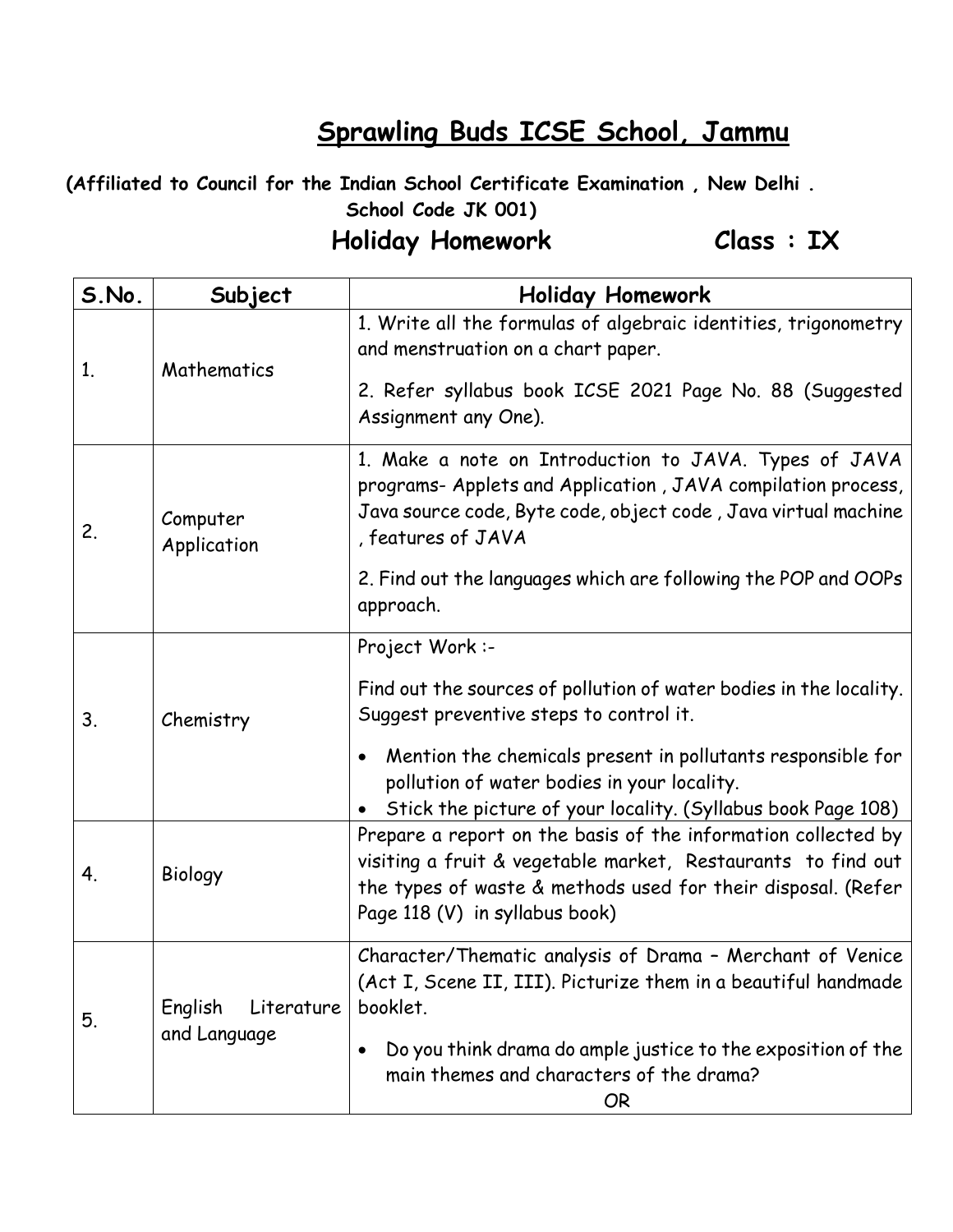# Sprawling Buds ICSE School, Jammu

**(Affiliated to Council for the Indian School Certificate Examination , New Delhi . School Code JK 001)**

## Holiday Homework Class : IX

| S.No. | Subject | Holiday Homework |
|---|---|---|
| 1. | Mathematics | 1. Write all the formulas of algebraic identities, trigonometry and menstruation on a chart paper.<br><br>2. Refer syllabus book ICSE 2021 Page No. 88 (Suggested Assignment any One). |
| 2. | Computer Application | 1. Make a note on Introduction to JAVA. Types of JAVA programs- Applets and Application , JAVA compilation process, Java source code, Byte code, object code , Java virtual machine , features of JAVA<br><br>2. Find out the languages which are following the POP and OOPs approach. |
| 3. | Chemistry | Project Work :-<br><br>Find out the sources of pollution of water bodies in the locality. Suggest preventive steps to control it.<br><br>• Mention the chemicals present in pollutants responsible for pollution of water bodies in your locality.<br>• Stick the picture of your locality. (Syllabus book Page 108) |
| 4. | Biology | Prepare a report on the basis of the information collected by visiting a fruit & vegetable market, Restaurants to find out the types of waste & methods used for their disposal. (Refer Page 118 (V) in syllabus book) |
| 5. | English Literature and Language | Character/Thematic analysis of Drama – Merchant of Venice (Act I, Scene II, III). Picturize them in a beautiful handmade booklet.<br><br>• Do you think drama do ample justice to the exposition of the main themes and characters of the drama?<br>OR |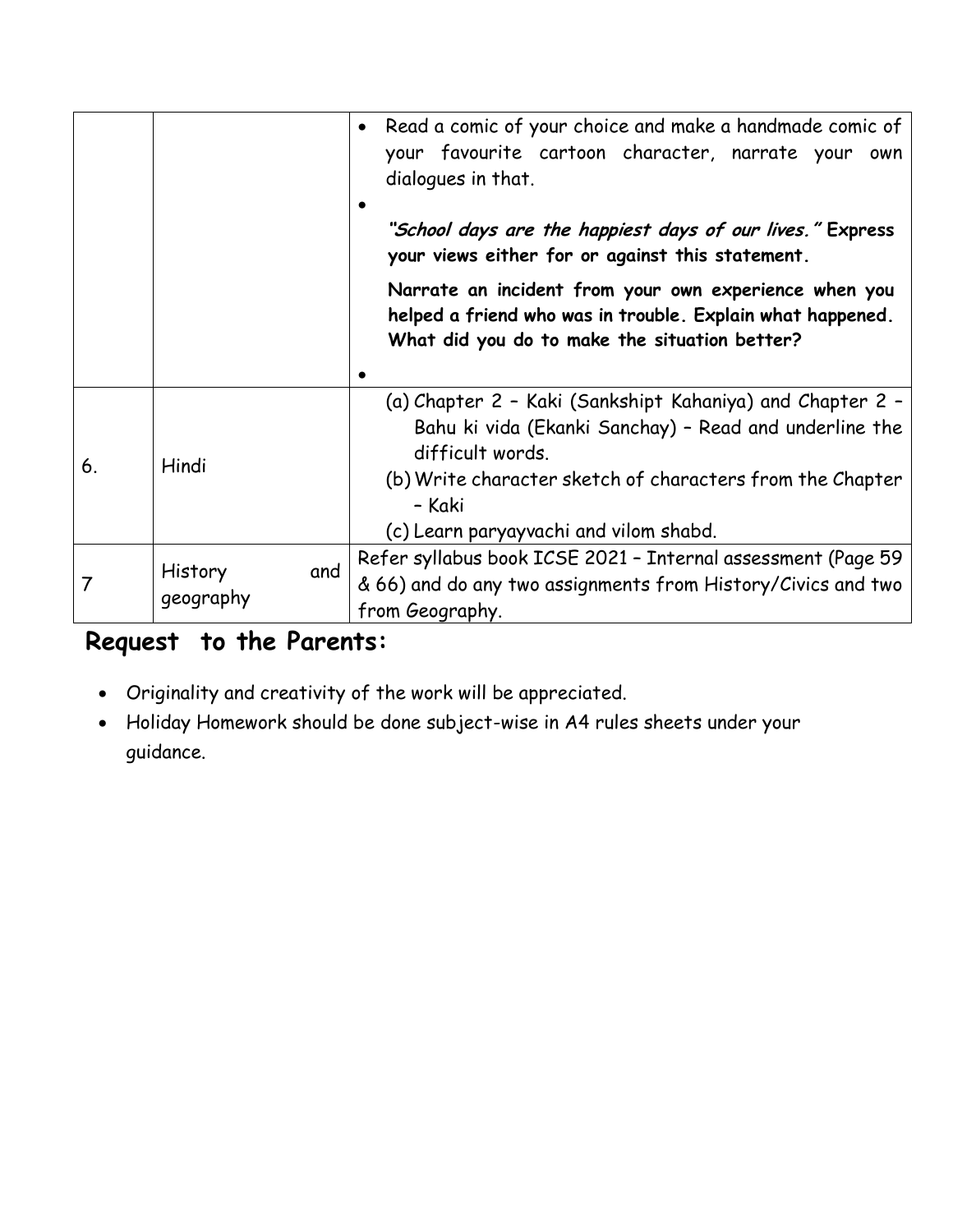| | | |
|---|---|---|
| | | • Read a comic of your choice and make a handmade comic of your favourite cartoon character, narrate your own dialogues in that.<br>• *"School days are the happiest days of our lives."* **Express your views either for or against this statement.**<br>**Narrate an incident from your own experience when you helped a friend who was in trouble. Explain what happened. What did you do to make the situation better?**<br>• |
| 6. | Hindi | (a) Chapter 2 – Kaki (Sankshipt Kahaniya) and Chapter 2 – Bahu ki vida (Ekanki Sanchay) – Read and underline the difficult words.<br>(b) Write character sketch of characters from the Chapter – Kaki<br>(c) Learn paryayvachi and vilom shabd. |
| 7 | History and geography | Refer syllabus book ICSE 2021 – Internal assessment (Page 59 & 66) and do any two assignments from History/Civics and two from Geography. |

## Request to the Parents:

- Originality and creativity of the work will be appreciated.
- Holiday Homework should be done subject-wise in A4 rules sheets under your guidance.